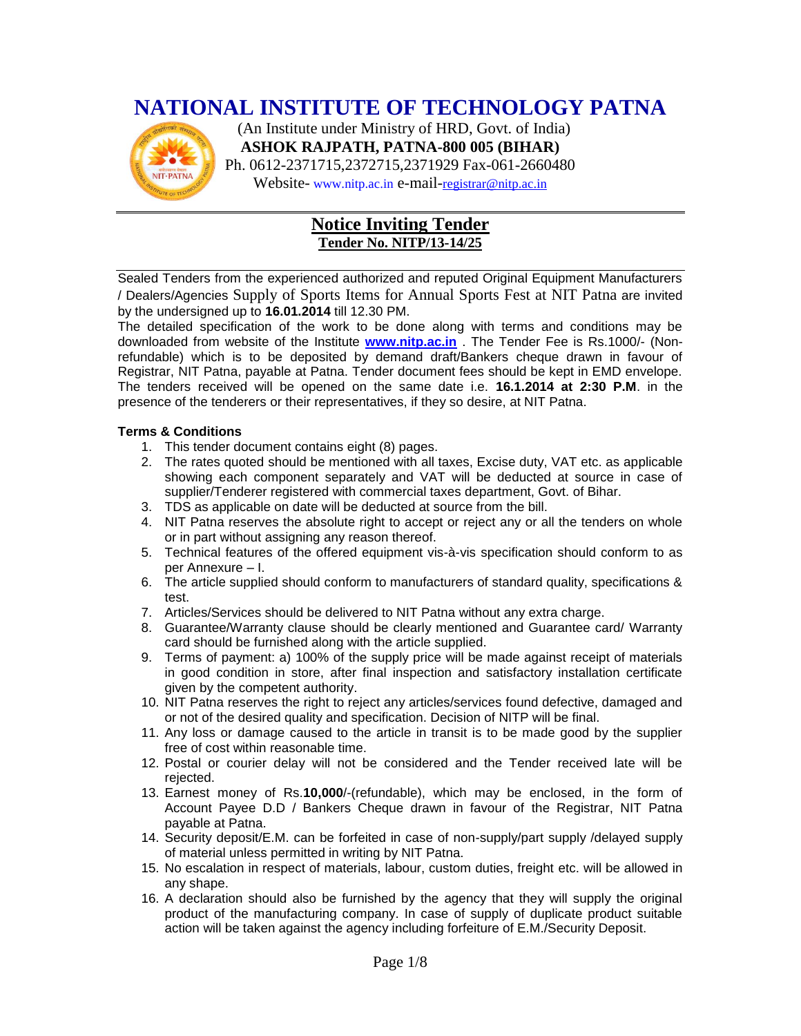# NATIONAL INSTITUTE OF TECHNOLOGY PATNA

(An Institute under Ministry of HRD, Govt. of India)
**ASHOK RAJPATH, PATNA-800 005 (BIHAR)**
Ph. 0612-2371715,2372715,2371929 Fax-061-2660480
Website- www.nitp.ac.in e-mail-registrar@nitp.ac.in

## Notice Inviting Tender

**Tender No. NITP/13-14/25**

Sealed Tenders from the experienced authorized and reputed Original Equipment Manufacturers / Dealers/Agencies Supply of Sports Items for Annual Sports Fest at NIT Patna are invited by the undersigned up to **16.01.2014** till 12.30 PM.

The detailed specification of the work to be done along with terms and conditions may be downloaded from website of the Institute **www.nitp.ac.in** . The Tender Fee is Rs.1000/- (Non-refundable) which is to be deposited by demand draft/Bankers cheque drawn in favour of Registrar, NIT Patna, payable at Patna. Tender document fees should be kept in EMD envelope. The tenders received will be opened on the same date i.e. **16.1.2014 at 2:30 P.M**. in the presence of the tenderers or their representatives, if they so desire, at NIT Patna.

**Terms & Conditions**

1. This tender document contains eight (8) pages.
2. The rates quoted should be mentioned with all taxes, Excise duty, VAT etc. as applicable showing each component separately and VAT will be deducted at source in case of supplier/Tenderer registered with commercial taxes department, Govt. of Bihar.
3. TDS as applicable on date will be deducted at source from the bill.
4. NIT Patna reserves the absolute right to accept or reject any or all the tenders on whole or in part without assigning any reason thereof.
5. Technical features of the offered equipment vis-à-vis specification should conform to as per Annexure – I.
6. The article supplied should conform to manufacturers of standard quality, specifications & test.
7. Articles/Services should be delivered to NIT Patna without any extra charge.
8. Guarantee/Warranty clause should be clearly mentioned and Guarantee card/ Warranty card should be furnished along with the article supplied.
9. Terms of payment: a) 100% of the supply price will be made against receipt of materials in good condition in store, after final inspection and satisfactory installation certificate given by the competent authority.
10. NIT Patna reserves the right to reject any articles/services found defective, damaged and or not of the desired quality and specification. Decision of NITP will be final.
11. Any loss or damage caused to the article in transit is to be made good by the supplier free of cost within reasonable time.
12. Postal or courier delay will not be considered and the Tender received late will be rejected.
13. Earnest money of Rs.**10,000**/-(refundable), which may be enclosed, in the form of Account Payee D.D / Bankers Cheque drawn in favour of the Registrar, NIT Patna payable at Patna.
14. Security deposit/E.M. can be forfeited in case of non-supply/part supply /delayed supply of material unless permitted in writing by NIT Patna.
15. No escalation in respect of materials, labour, custom duties, freight etc. will be allowed in any shape.
16. A declaration should also be furnished by the agency that they will supply the original product of the manufacturing company. In case of supply of duplicate product suitable action will be taken against the agency including forfeiture of E.M./Security Deposit.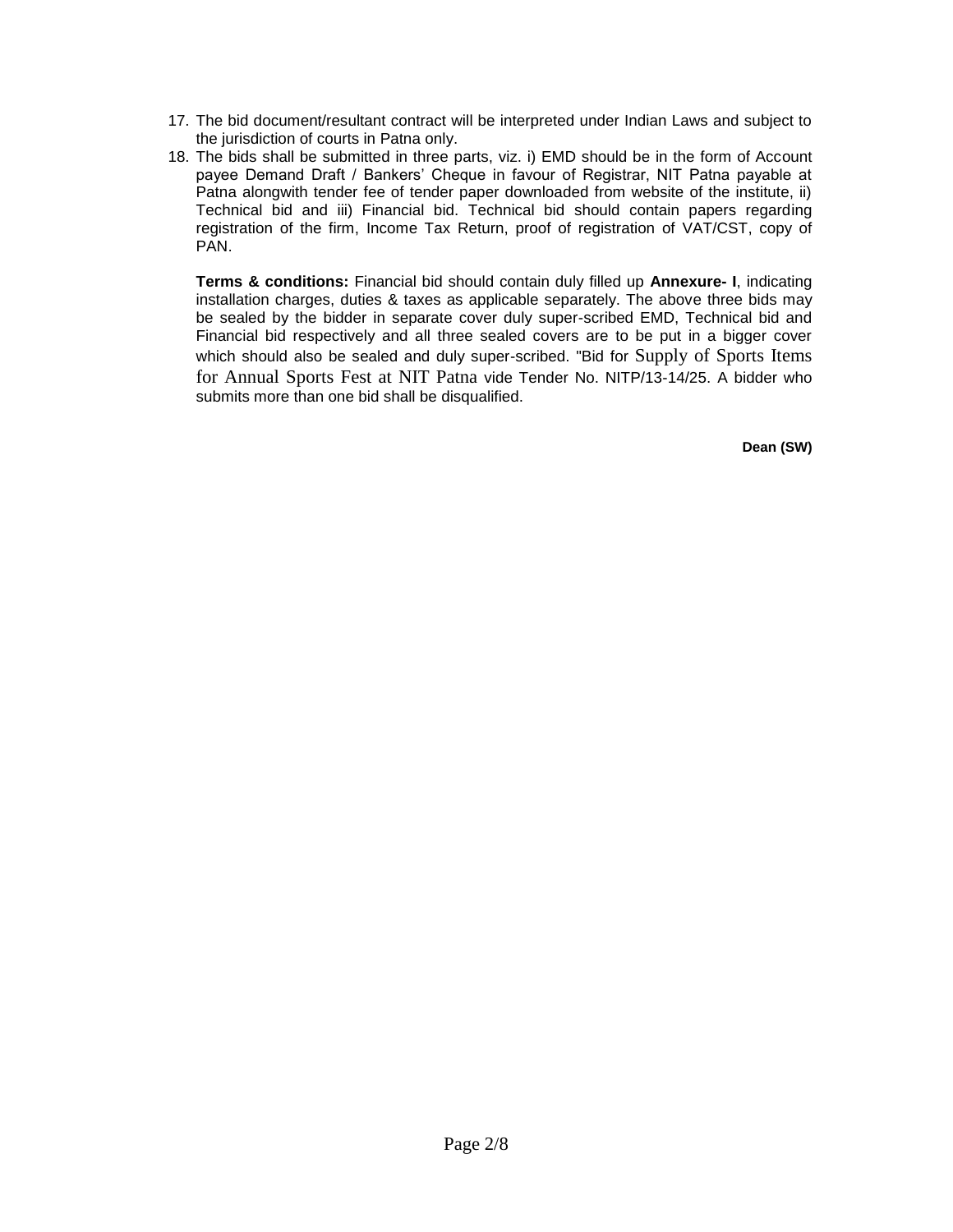17. The bid document/resultant contract will be interpreted under Indian Laws and subject to the jurisdiction of courts in Patna only.
18. The bids shall be submitted in three parts, viz. i) EMD should be in the form of Account payee Demand Draft / Bankers' Cheque in favour of Registrar, NIT Patna payable at Patna alongwith tender fee of tender paper downloaded from website of the institute, ii) Technical bid and iii) Financial bid. Technical bid should contain papers regarding registration of the firm, Income Tax Return, proof of registration of VAT/CST, copy of PAN.

    **Terms & conditions:** Financial bid should contain duly filled up **Annexure- I**, indicating installation charges, duties & taxes as applicable separately. The above three bids may be sealed by the bidder in separate cover duly super-scribed EMD, Technical bid and Financial bid respectively and all three sealed covers are to be put in a bigger cover which should also be sealed and duly super-scribed. "Bid for Supply of Sports Items for Annual Sports Fest at NIT Patna vide Tender No. NITP/13-14/25. A bidder who submits more than one bid shall be disqualified.

**Dean (SW)**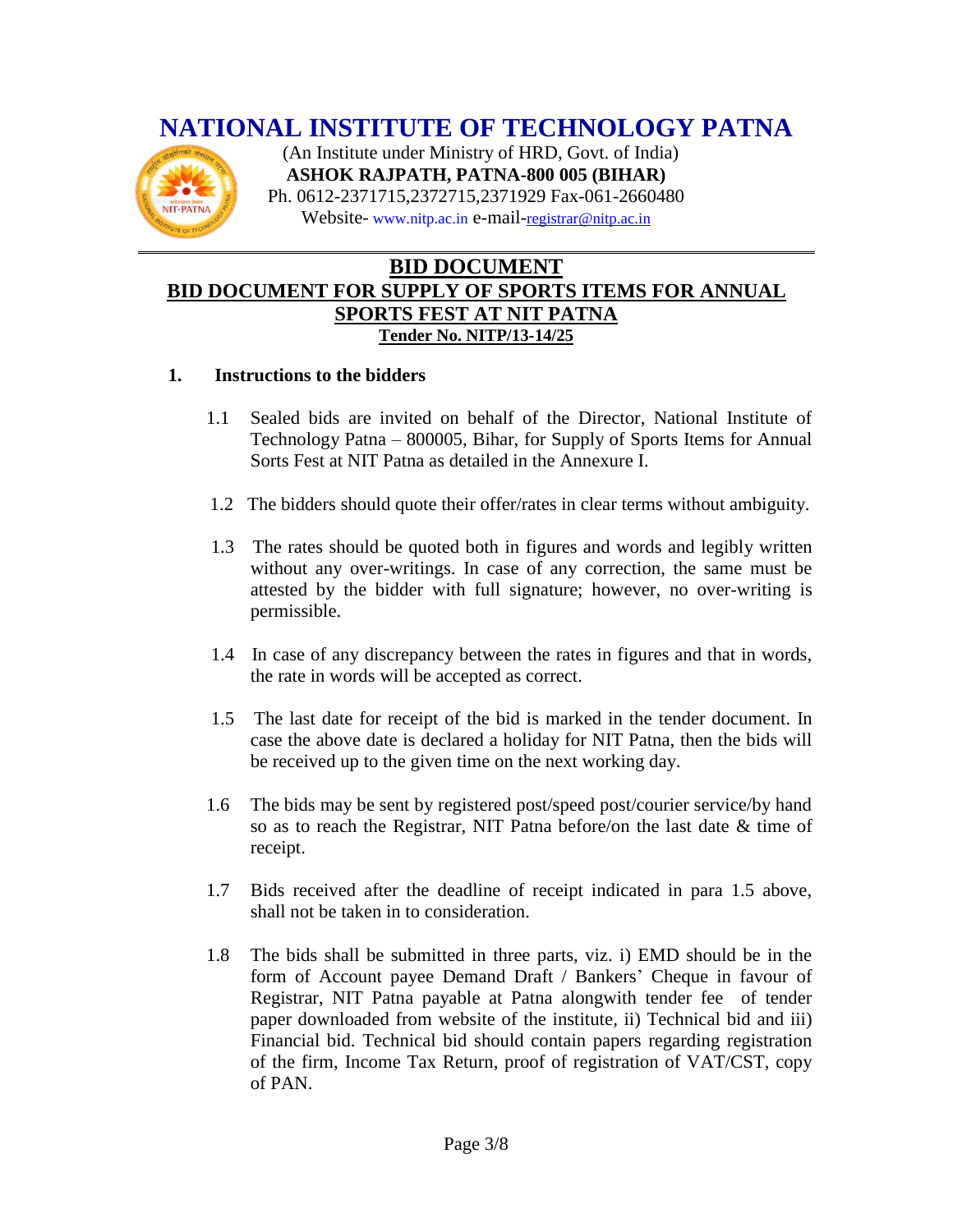# NATIONAL INSTITUTE OF TECHNOLOGY PATNA

(An Institute under Ministry of HRD, Govt. of India)
**ASHOK RAJPATH, PATNA-800 005 (BIHAR)**
Ph. 0612-2371715,2372715,2371929 Fax-061-2660480
Website- www.nitp.ac.in e-mail-registrar@nitp.ac.in

## BID DOCUMENT
## BID DOCUMENT FOR SUPPLY OF SPORTS ITEMS FOR ANNUAL SPORTS FEST AT NIT PATNA
### Tender No. NITP/13-14/25

**1. Instructions to the bidders**

1.1 Sealed bids are invited on behalf of the Director, National Institute of Technology Patna – 800005, Bihar, for Supply of Sports Items for Annual Sorts Fest at NIT Patna as detailed in the Annexure I.

1.2 The bidders should quote their offer/rates in clear terms without ambiguity.

1.3 The rates should be quoted both in figures and words and legibly written without any over-writings. In case of any correction, the same must be attested by the bidder with full signature; however, no over-writing is permissible.

1.4 In case of any discrepancy between the rates in figures and that in words, the rate in words will be accepted as correct.

1.5 The last date for receipt of the bid is marked in the tender document. In case the above date is declared a holiday for NIT Patna, then the bids will be received up to the given time on the next working day.

1.6 The bids may be sent by registered post/speed post/courier service/by hand so as to reach the Registrar, NIT Patna before/on the last date & time of receipt.

1.7 Bids received after the deadline of receipt indicated in para 1.5 above, shall not be taken in to consideration.

1.8 The bids shall be submitted in three parts, viz. i) EMD should be in the form of Account payee Demand Draft / Bankers' Cheque in favour of Registrar, NIT Patna payable at Patna alongwith tender fee of tender paper downloaded from website of the institute, ii) Technical bid and iii) Financial bid. Technical bid should contain papers regarding registration of the firm, Income Tax Return, proof of registration of VAT/CST, copy of PAN.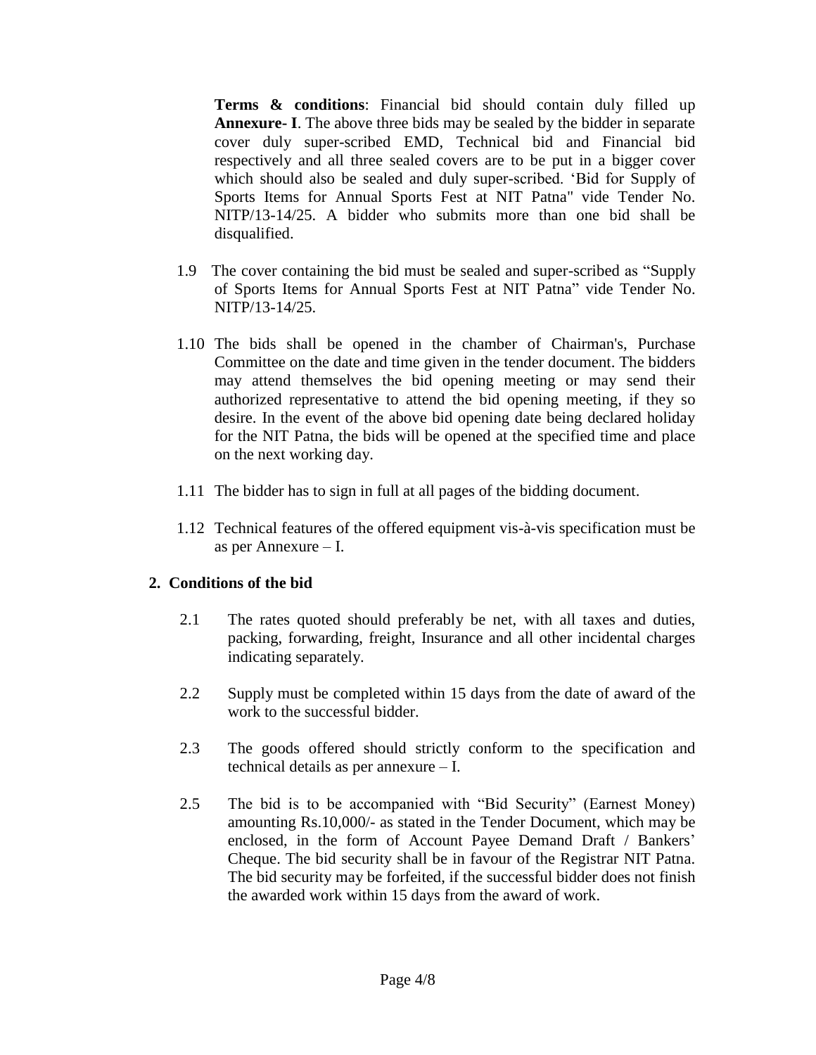**Terms & conditions**: Financial bid should contain duly filled up **Annexure- I**. The above three bids may be sealed by the bidder in separate cover duly super-scribed EMD, Technical bid and Financial bid respectively and all three sealed covers are to be put in a bigger cover which should also be sealed and duly super-scribed. 'Bid for Supply of Sports Items for Annual Sports Fest at NIT Patna" vide Tender No. NITP/13-14/25. A bidder who submits more than one bid shall be disqualified.

1.9 The cover containing the bid must be sealed and super-scribed as "Supply of Sports Items for Annual Sports Fest at NIT Patna" vide Tender No. NITP/13-14/25.

1.10 The bids shall be opened in the chamber of Chairman's, Purchase Committee on the date and time given in the tender document. The bidders may attend themselves the bid opening meeting or may send their authorized representative to attend the bid opening meeting, if they so desire. In the event of the above bid opening date being declared holiday for the NIT Patna, the bids will be opened at the specified time and place on the next working day.

1.11 The bidder has to sign in full at all pages of the bidding document.

1.12 Technical features of the offered equipment vis-à-vis specification must be as per Annexure – I.

## 2. Conditions of the bid

2.1 The rates quoted should preferably be net, with all taxes and duties, packing, forwarding, freight, Insurance and all other incidental charges indicating separately.

2.2 Supply must be completed within 15 days from the date of award of the work to the successful bidder.

2.3 The goods offered should strictly conform to the specification and technical details as per annexure – I.

2.5 The bid is to be accompanied with "Bid Security" (Earnest Money) amounting Rs.10,000/- as stated in the Tender Document, which may be enclosed, in the form of Account Payee Demand Draft / Bankers' Cheque. The bid security shall be in favour of the Registrar NIT Patna. The bid security may be forfeited, if the successful bidder does not finish the awarded work within 15 days from the award of work.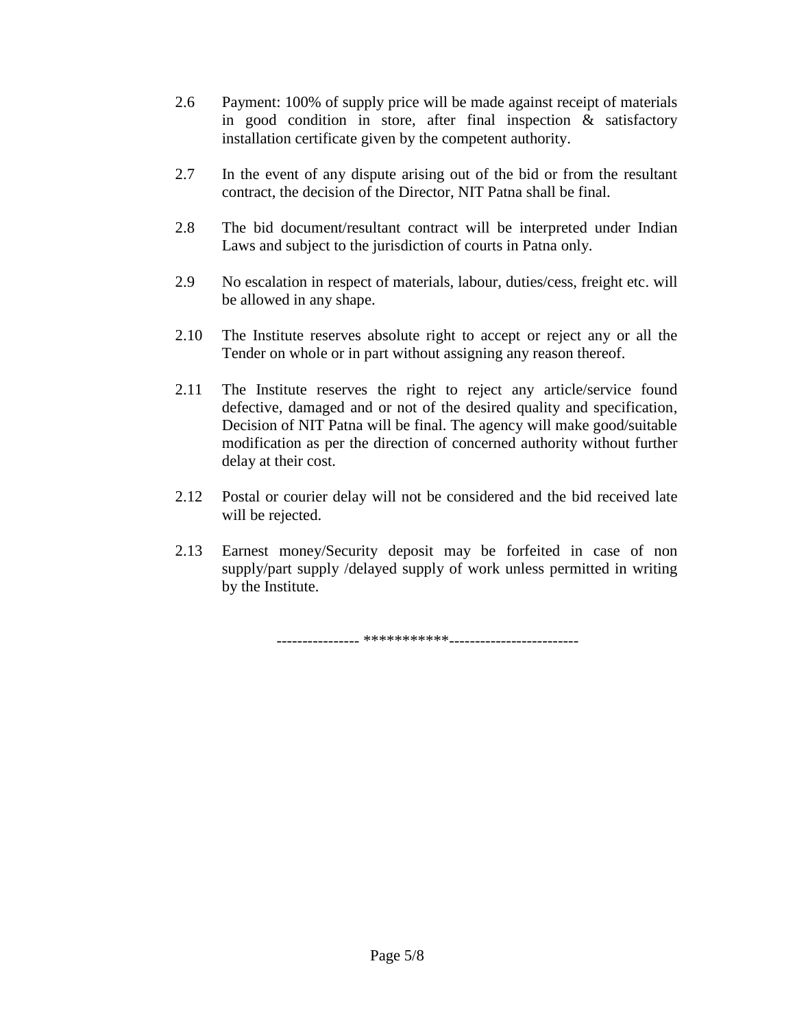2.6 Payment: 100% of supply price will be made against receipt of materials in good condition in store, after final inspection & satisfactory installation certificate given by the competent authority.

2.7 In the event of any dispute arising out of the bid or from the resultant contract, the decision of the Director, NIT Patna shall be final.

2.8 The bid document/resultant contract will be interpreted under Indian Laws and subject to the jurisdiction of courts in Patna only.

2.9 No escalation in respect of materials, labour, duties/cess, freight etc. will be allowed in any shape.

2.10 The Institute reserves absolute right to accept or reject any or all the Tender on whole or in part without assigning any reason thereof.

2.11 The Institute reserves the right to reject any article/service found defective, damaged and or not of the desired quality and specification, Decision of NIT Patna will be final. The agency will make good/suitable modification as per the direction of concerned authority without further delay at their cost.

2.12 Postal or courier delay will not be considered and the bid received late will be rejected.

2.13 Earnest money/Security deposit may be forfeited in case of non supply/part supply /delayed supply of work unless permitted in writing by the Institute.

---------------- ***********-------------------------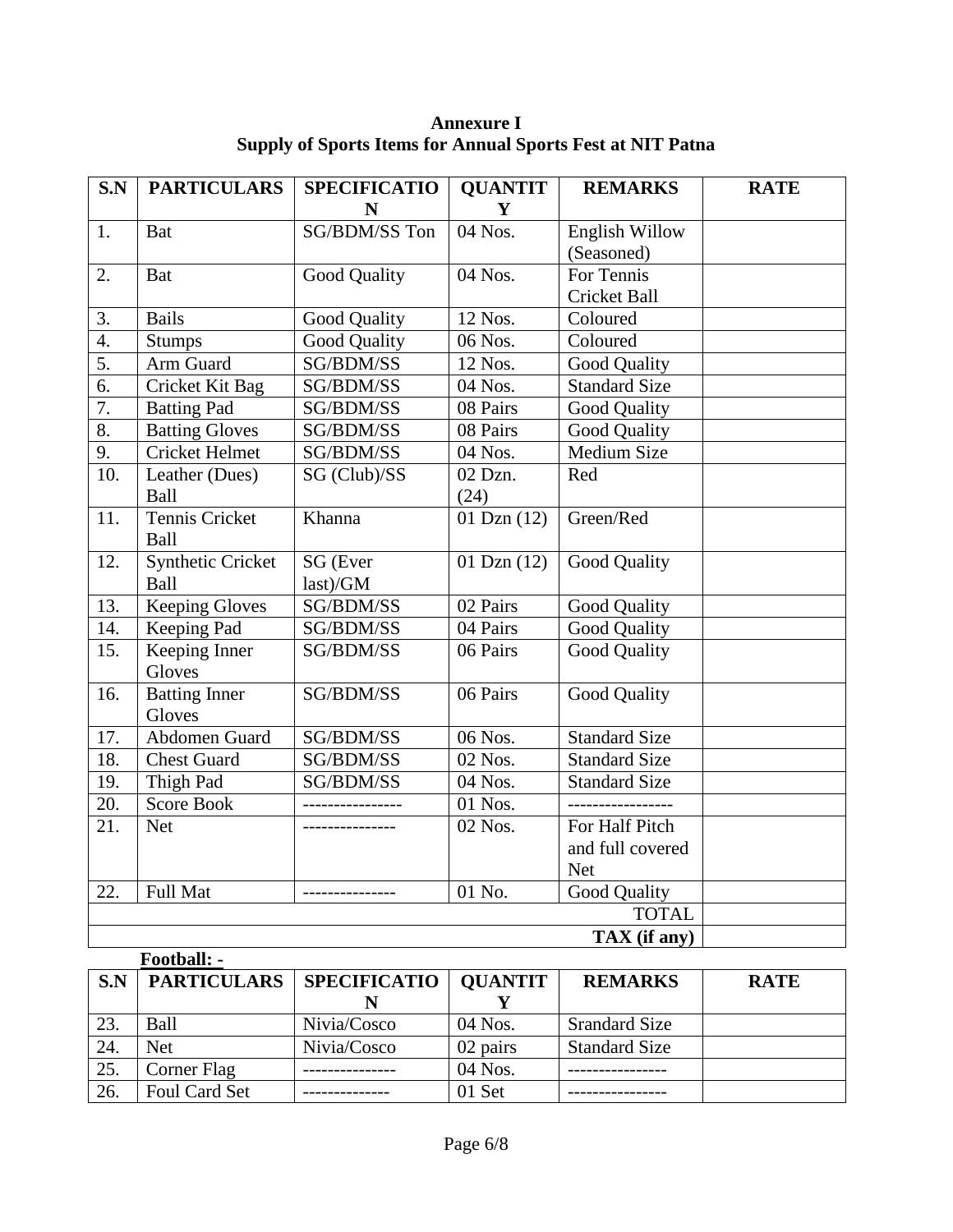**Annexure I**
**Supply of Sports Items for Annual Sports Fest at NIT Patna**

| S.N | PARTICULARS | SPECIFICATION | QUANTITY | REMARKS | RATE |
|---|---|---|---|---|---|
| 1. | Bat | SG/BDM/SS Ton | 04 Nos. | English Willow (Seasoned) | |
| 2. | Bat | Good Quality | 04 Nos. | For Tennis Cricket Ball | |
| 3. | Bails | Good Quality | 12 Nos. | Coloured | |
| 4. | Stumps | Good Quality | 06 Nos. | Coloured | |
| 5. | Arm Guard | SG/BDM/SS | 12 Nos. | Good Quality | |
| 6. | Cricket Kit Bag | SG/BDM/SS | 04 Nos. | Standard Size | |
| 7. | Batting Pad | SG/BDM/SS | 08 Pairs | Good Quality | |
| 8. | Batting Gloves | SG/BDM/SS | 08 Pairs | Good Quality | |
| 9. | Cricket Helmet | SG/BDM/SS | 04 Nos. | Medium Size | |
| 10. | Leather (Dues) Ball | SG (Club)/SS | 02 Dzn. (24) | Red | |
| 11. | Tennis Cricket Ball | Khanna | 01 Dzn (12) | Green/Red | |
| 12. | Synthetic Cricket Ball | SG (Ever last)/GM | 01 Dzn (12) | Good Quality | |
| 13. | Keeping Gloves | SG/BDM/SS | 02 Pairs | Good Quality | |
| 14. | Keeping Pad | SG/BDM/SS | 04 Pairs | Good Quality | |
| 15. | Keeping Inner Gloves | SG/BDM/SS | 06 Pairs | Good Quality | |
| 16. | Batting Inner Gloves | SG/BDM/SS | 06 Pairs | Good Quality | |
| 17. | Abdomen Guard | SG/BDM/SS | 06 Nos. | Standard Size | |
| 18. | Chest Guard | SG/BDM/SS | 02 Nos. | Standard Size | |
| 19. | Thigh Pad | SG/BDM/SS | 04 Nos. | Standard Size | |
| 20. | Score Book | ---------------- | 01 Nos. | ----------------- | |
| 21. | Net | --------------- | 02 Nos. | For Half Pitch and full covered Net | |
| 22. | Full Mat | --------------- | 01 No. | Good Quality | |
| | | | | TOTAL | |
| | | | | **TAX (if any)** | |

**Football: -**

| S.N | PARTICULARS | SPECIFICATION | QUANTITY | REMARKS | RATE |
|---|---|---|---|---|---|
| 23. | Ball | Nivia/Cosco | 04 Nos. | Srandard Size | |
| 24. | Net | Nivia/Cosco | 02 pairs | Standard Size | |
| 25. | Corner Flag | --------------- | 04 Nos. | ---------------- | |
| 26. | Foul Card Set | -------------- | 01 Set | ---------------- | |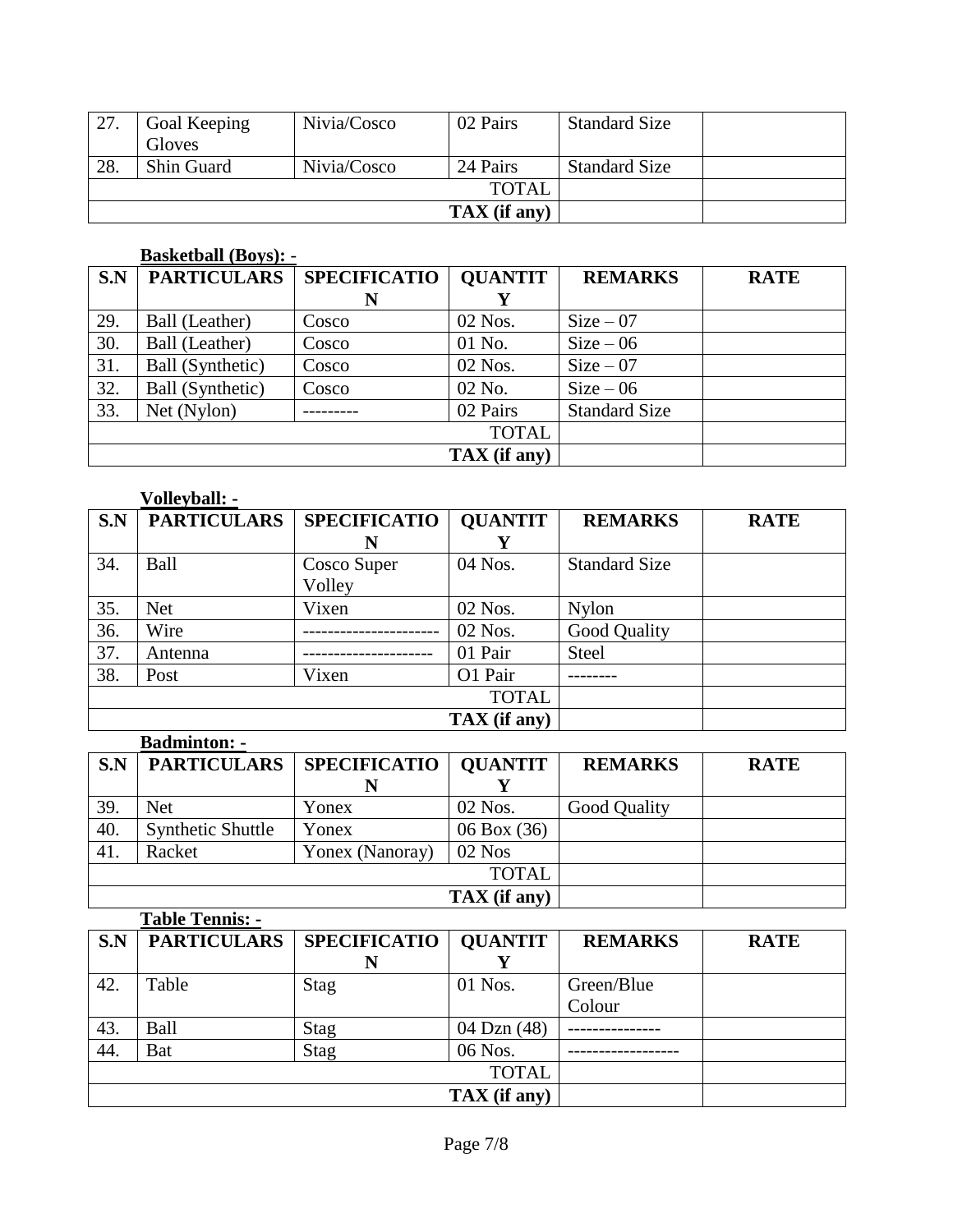| 27. | Goal Keeping Gloves | Nivia/Cosco | 02 Pairs | Standard Size | |
|---|---|---|---|---|---|
| 28. | Shin Guard | Nivia/Cosco | 24 Pairs | Standard Size | |
| | | | TOTAL | | |
| | | | **TAX (if any)** | | |

**Basketball (Boys): -**

| S.N | PARTICULARS | SPECIFICATION | QUANTITY | REMARKS | RATE |
|---|---|---|---|---|---|
| 29. | Ball (Leather) | Cosco | 02 Nos. | Size – 07 | |
| 30. | Ball (Leather) | Cosco | 01 No. | Size – 06 | |
| 31. | Ball (Synthetic) | Cosco | 02 Nos. | Size – 07 | |
| 32. | Ball (Synthetic) | Cosco | 02 No. | Size – 06 | |
| 33. | Net (Nylon) | --------- | 02 Pairs | Standard Size | |
| | | | TOTAL | | |
| | | | **TAX (if any)** | | |

**Volleyball: -**

| S.N | PARTICULARS | SPECIFICATION | QUANTITY | REMARKS | RATE |
|---|---|---|---|---|---|
| 34. | Ball | Cosco Super Volley | 04 Nos. | Standard Size | |
| 35. | Net | Vixen | 02 Nos. | Nylon | |
| 36. | Wire | ---------------------- | 02 Nos. | Good Quality | |
| 37. | Antenna | --------------------- | 01 Pair | Steel | |
| 38. | Post | Vixen | O1 Pair | -------- | |
| | | | TOTAL | | |
| | | | **TAX (if any)** | | |

**Badminton: -**

| S.N | PARTICULARS | SPECIFICATION | QUANTITY | REMARKS | RATE |
|---|---|---|---|---|---|
| 39. | Net | Yonex | 02 Nos. | Good Quality | |
| 40. | Synthetic Shuttle | Yonex | 06 Box (36) | | |
| 41. | Racket | Yonex (Nanoray) | 02 Nos | | |
| | | | TOTAL | | |
| | | | **TAX (if any)** | | |

**Table Tennis: -**

| S.N | PARTICULARS | SPECIFICATION | QUANTITY | REMARKS | RATE |
|---|---|---|---|---|---|
| 42. | Table | Stag | 01 Nos. | Green/Blue Colour | |
| 43. | Ball | Stag | 04 Dzn (48) | --------------- | |
| 44. | Bat | Stag | 06 Nos. | ------------------ | |
| | | | TOTAL | | |
| | | | **TAX (if any)** | | |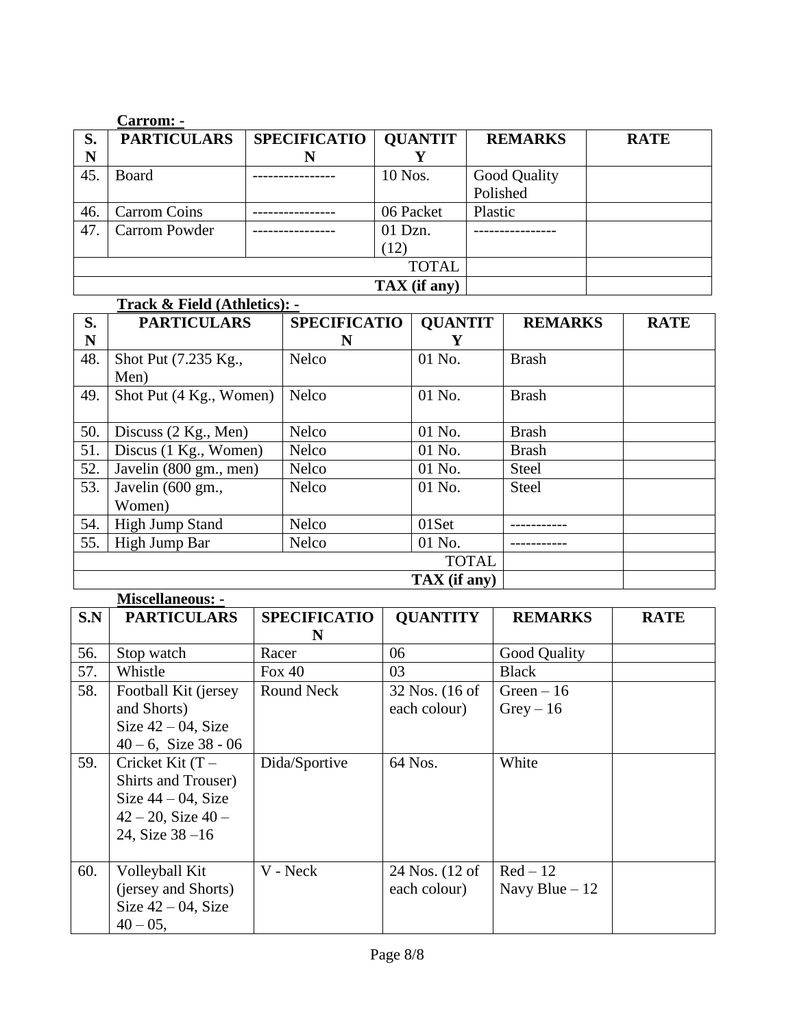**Carrom: -**

| S. N | PARTICULARS | SPECIFICATION | QUANTITY | REMARKS | RATE |
|---|---|---|---|---|---|
| 45. | Board | ---------------- | 10 Nos. | Good Quality Polished | |
| 46. | Carrom Coins | ---------------- | 06 Packet | Plastic | |
| 47. | Carrom Powder | ---------------- | 01 Dzn. (12) | ---------------- | |
| | | | TOTAL | | |
| | | | TAX (if any) | | |

**Track & Field (Athletics): -**

| S. N | PARTICULARS | SPECIFICATION | QUANTITY | REMARKS | RATE |
|---|---|---|---|---|---|
| 48. | Shot Put (7.235 Kg., Men) | Nelco | 01 No. | Brash | |
| 49. | Shot Put (4 Kg., Women) | Nelco | 01 No. | Brash | |
| 50. | Discuss (2 Kg., Men) | Nelco | 01 No. | Brash | |
| 51. | Discus (1 Kg., Women) | Nelco | 01 No. | Brash | |
| 52. | Javelin (800 gm., men) | Nelco | 01 No. | Steel | |
| 53. | Javelin (600 gm., Women) | Nelco | 01 No. | Steel | |
| 54. | High Jump Stand | Nelco | 01Set | ----------- | |
| 55. | High Jump Bar | Nelco | 01 No. | ----------- | |
| | | | TOTAL | | |
| | | | TAX (if any) | | |

**Miscellaneous: -**

| S.N | PARTICULARS | SPECIFICATION | QUANTITY | REMARKS | RATE |
|---|---|---|---|---|---|
| 56. | Stop watch | Racer | 06 | Good Quality | |
| 57. | Whistle | Fox 40 | 03 | Black | |
| 58. | Football Kit (jersey and Shorts) Size 42 – 04, Size 40 – 6, Size 38 - 06 | Round Neck | 32 Nos. (16 of each colour) | Green – 16 Grey – 16 | |
| 59. | Cricket Kit (T – Shirts and Trouser) Size 44 – 04, Size 42 – 20, Size 40 – 24, Size 38 –16 | Dida/Sportive | 64 Nos. | White | |
| 60. | Volleyball Kit (jersey and Shorts) Size 42 – 04, Size 40 – 05, | V - Neck | 24 Nos. (12 of each colour) | Red – 12 Navy Blue – 12 | |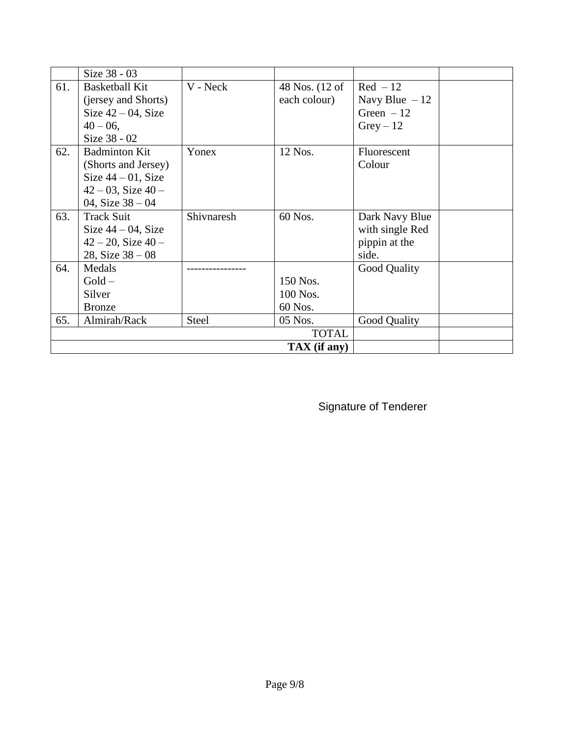| | | | | | |
|---|---|---|---|---|---|
| | Size 38 - 03 | | | | |
| 61. | Basketball Kit (jersey and Shorts) Size 42 – 04, Size 40 – 06, Size 38 - 02 | V - Neck | 48 Nos. (12 of each colour) | Red – 12<br>Navy Blue – 12<br>Green – 12<br>Grey – 12 | |
| 62. | Badminton Kit (Shorts and Jersey) Size 44 – 01, Size 42 – 03, Size 40 – 04, Size 38 – 04 | Yonex | 12 Nos. | Fluorescent Colour | |
| 63. | Track Suit Size 44 – 04, Size 42 – 20, Size 40 – 28, Size 38 – 08 | Shivnaresh | 60 Nos. | Dark Navy Blue with single Red pippin at the side. | |
| 64. | Medals<br>Gold –<br>Silver<br>Bronze | ---------------- | <br>150 Nos.<br>100 Nos.<br>60 Nos. | Good Quality | |
| 65. | Almirah/Rack | Steel | 05 Nos. | Good Quality | |
| | | | TOTAL | | |
| | | | **TAX (if any)** | | |

Signature of Tenderer